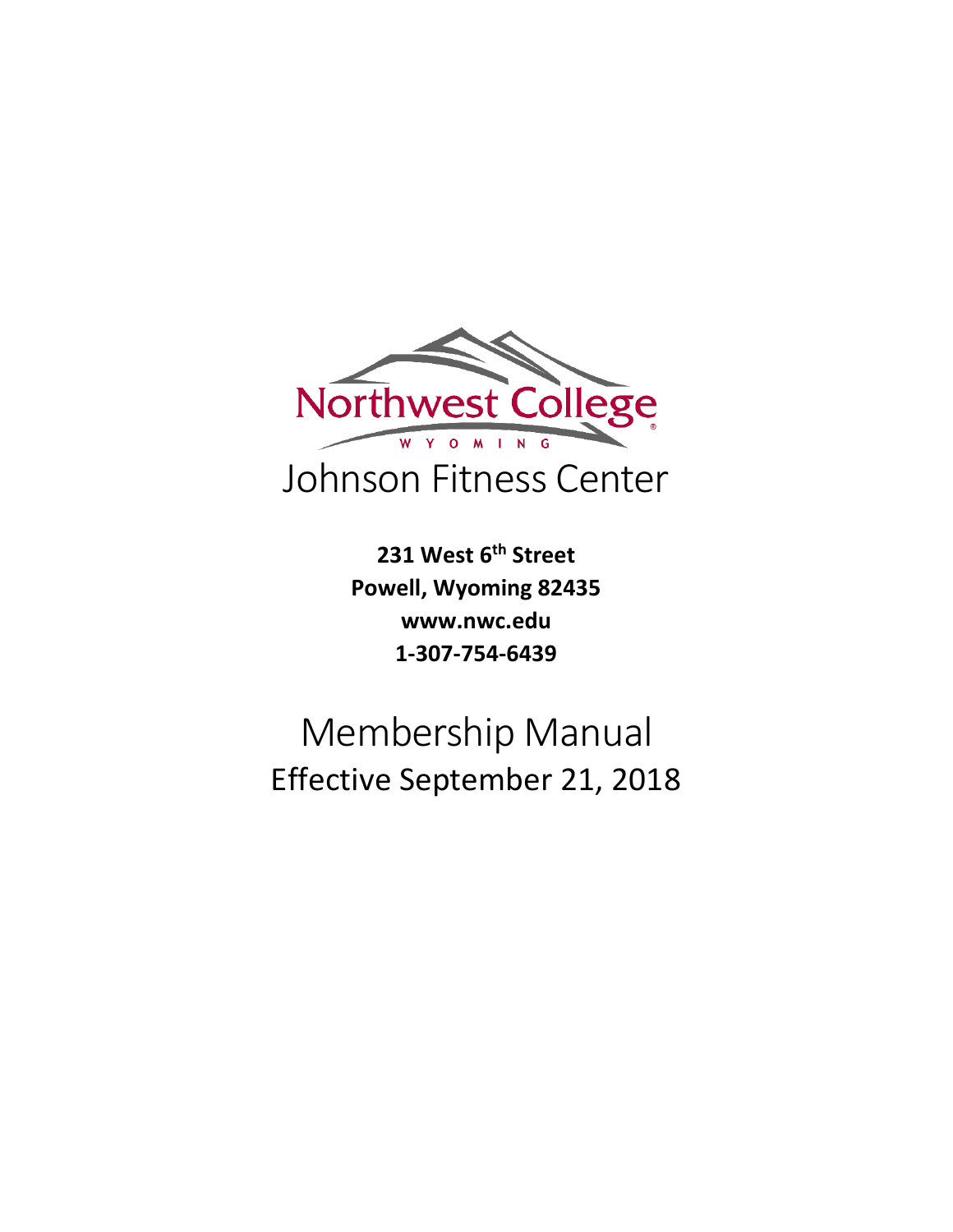Northwest College

WYOMING

# Johnson Fitness Center

**231 West 6th Street**
**Powell, Wyoming 82435**
**www.nwc.edu**
**1-307-754-6439**

# Membership Manual

## Effective September 21, 2018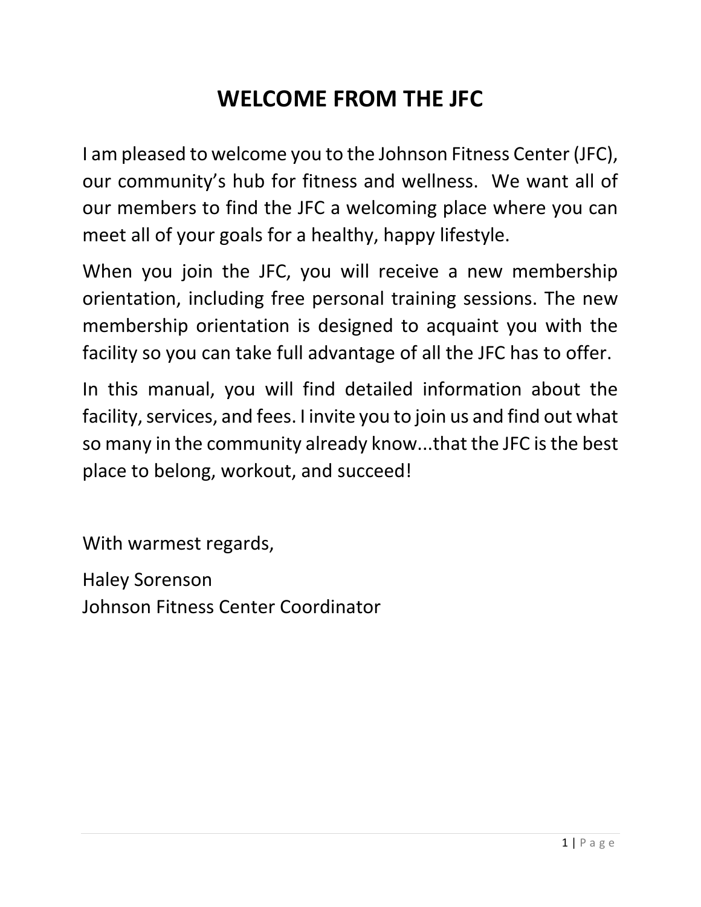# WELCOME FROM THE JFC

I am pleased to welcome you to the Johnson Fitness Center (JFC), our community's hub for fitness and wellness. We want all of our members to find the JFC a welcoming place where you can meet all of your goals for a healthy, happy lifestyle.

When you join the JFC, you will receive a new membership orientation, including free personal training sessions. The new membership orientation is designed to acquaint you with the facility so you can take full advantage of all the JFC has to offer.

In this manual, you will find detailed information about the facility, services, and fees. I invite you to join us and find out what so many in the community already know...that the JFC is the best place to belong, workout, and succeed!

With warmest regards,

Haley Sorenson
Johnson Fitness Center Coordinator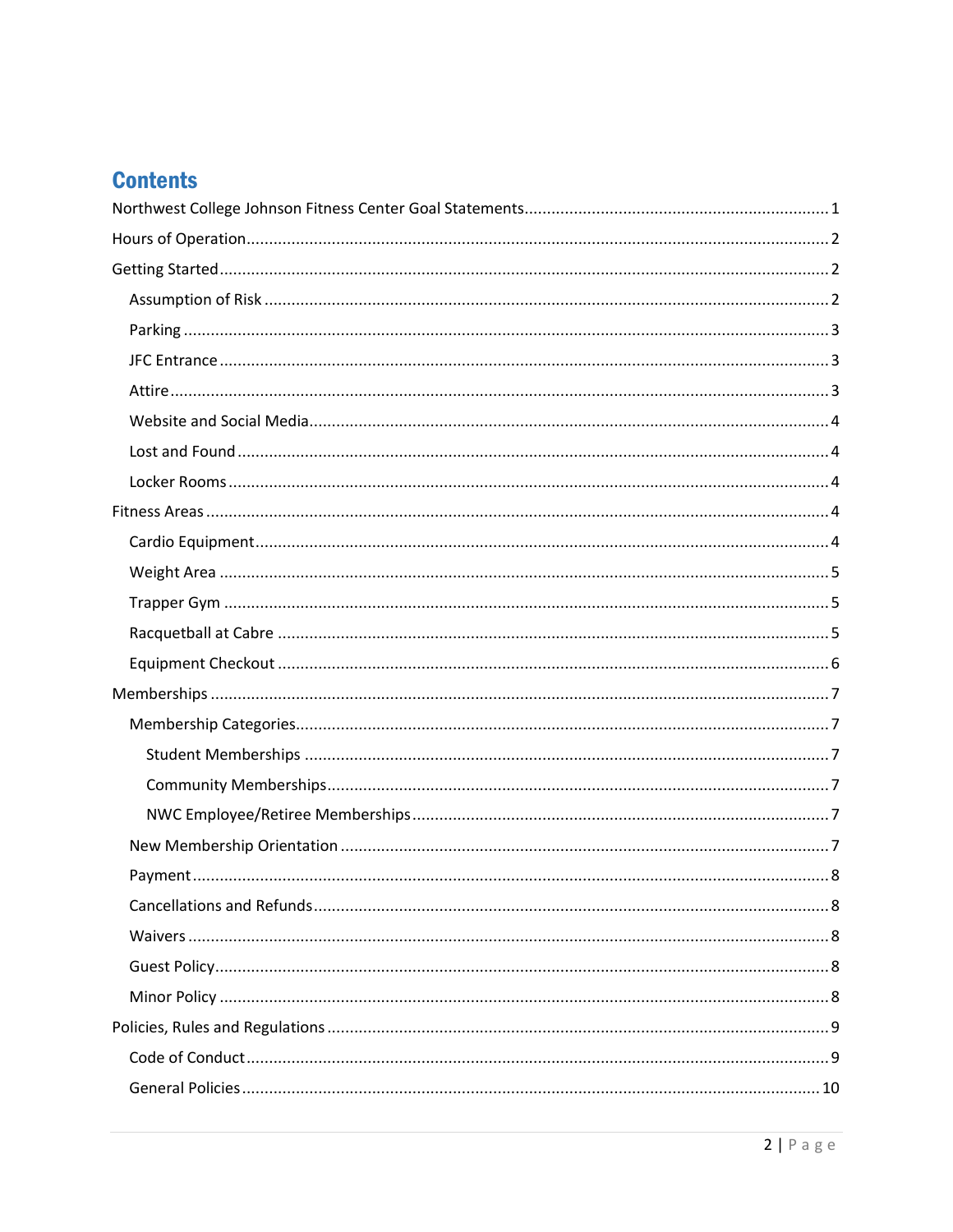# Contents

- Northwest College Johnson Fitness Center Goal Statements ........ 1
- Hours of Operation ........ 2
- Getting Started ........ 2
  - Assumption of Risk ........ 2
  - Parking ........ 3
  - JFC Entrance ........ 3
  - Attire ........ 3
  - Website and Social Media ........ 4
  - Lost and Found ........ 4
  - Locker Rooms ........ 4
- Fitness Areas ........ 4
  - Cardio Equipment ........ 4
  - Weight Area ........ 5
  - Trapper Gym ........ 5
  - Racquetball at Cabre ........ 5
  - Equipment Checkout ........ 6
- Memberships ........ 7
  - Membership Categories ........ 7
    - Student Memberships ........ 7
    - Community Memberships ........ 7
    - NWC Employee/Retiree Memberships ........ 7
  - New Membership Orientation ........ 7
  - Payment ........ 8
  - Cancellations and Refunds ........ 8
  - Waivers ........ 8
  - Guest Policy ........ 8
  - Minor Policy ........ 8
- Policies, Rules and Regulations ........ 9
  - Code of Conduct ........ 9
  - General Policies ........ 10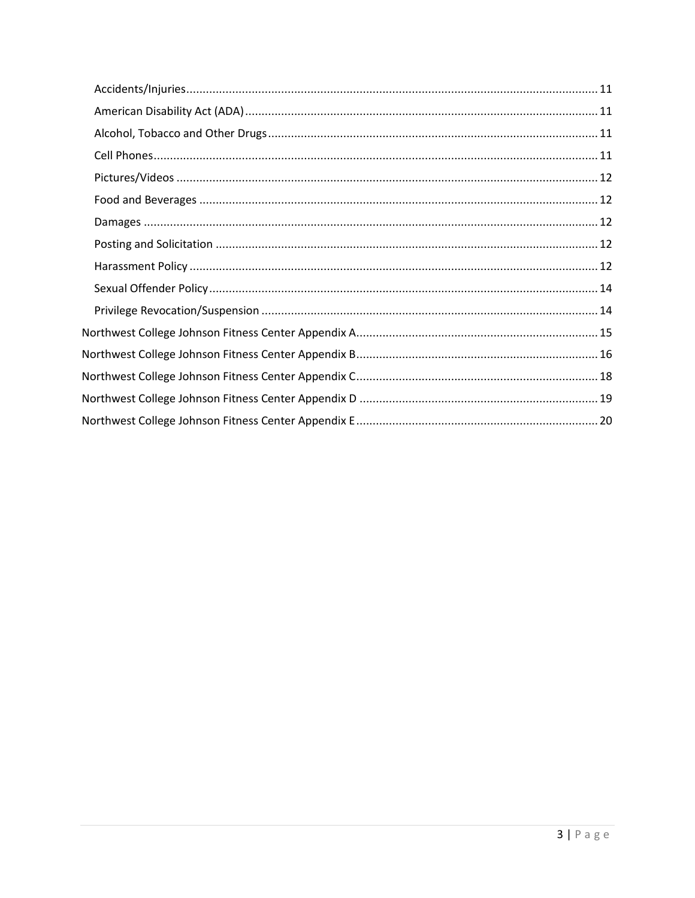Accidents/Injuries........................................................................................................................11

American Disability Act (ADA).........................................................................................................11

Alcohol, Tobacco and Other Drugs..................................................................................................11

Cell Phones.....................................................................................................................................11

Pictures/Videos ..............................................................................................................................12

Food and Beverages .......................................................................................................................12

Damages ........................................................................................................................................12

Posting and Solicitation ..................................................................................................................12

Harassment Policy ..........................................................................................................................12

Sexual Offender Policy....................................................................................................................14

Privilege Revocation/Suspension ....................................................................................................14

Northwest College Johnson Fitness Center Appendix A.......................................................................15

Northwest College Johnson Fitness Center Appendix B.......................................................................16

Northwest College Johnson Fitness Center Appendix C.......................................................................18

Northwest College Johnson Fitness Center Appendix D .......................................................................19

Northwest College Johnson Fitness Center Appendix E.......................................................................20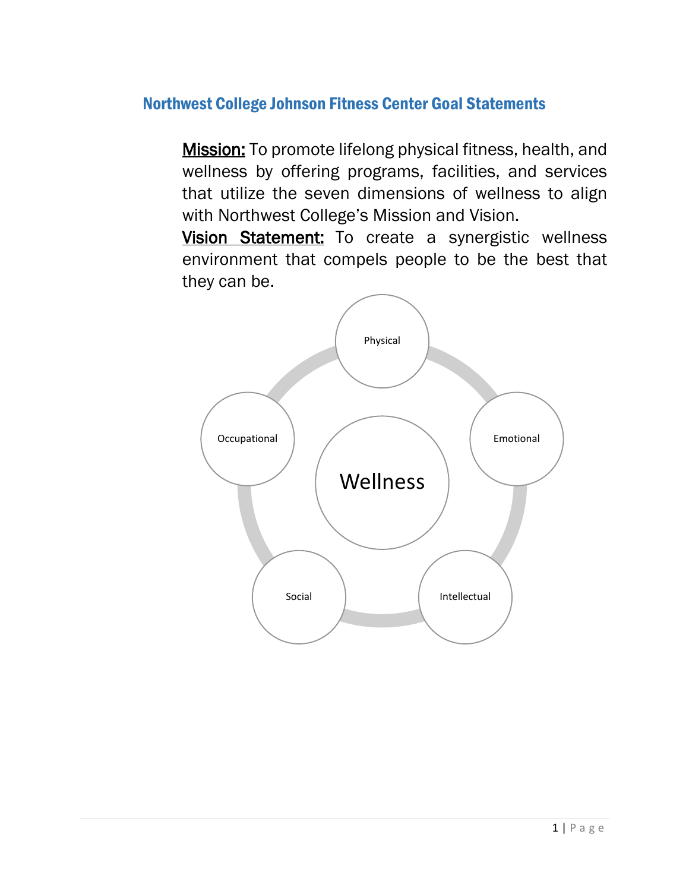## Northwest College Johnson Fitness Center Goal Statements

**Mission:** To promote lifelong physical fitness, health, and wellness by offering programs, facilities, and services that utilize the seven dimensions of wellness to align with Northwest College's Mission and Vision.

**Vision Statement:** To create a synergistic wellness environment that compels people to be the best that they can be.

Wellness

Physical

Emotional

Intellectual

Social

Occupational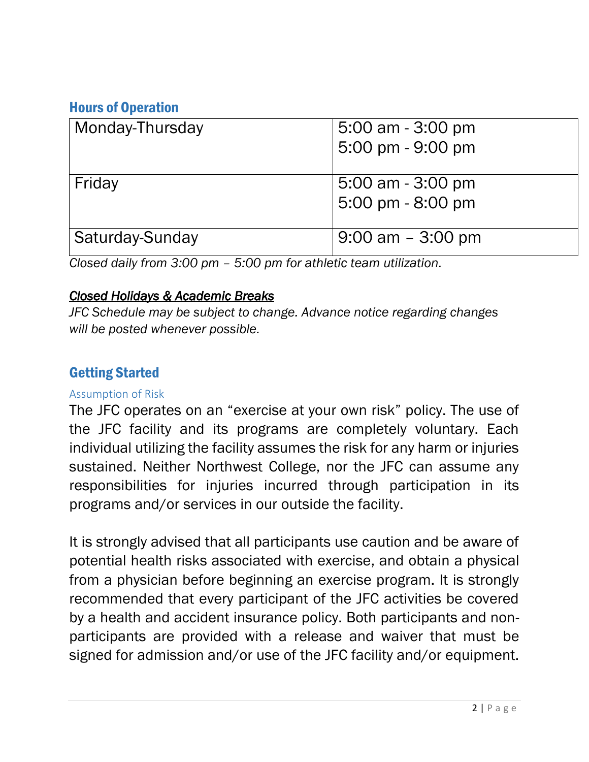## Hours of Operation

| | |
|---|---|
| Monday-Thursday | 5:00 am - 3:00 pm<br>5:00 pm - 9:00 pm |
| Friday | 5:00 am - 3:00 pm<br>5:00 pm - 8:00 pm |
| Saturday-Sunday | 9:00 am – 3:00 pm |

*Closed daily from 3:00 pm – 5:00 pm for athletic team utilization.*

***Closed Holidays & Academic Breaks***

*JFC Schedule may be subject to change. Advance notice regarding changes will be posted whenever possible.*

## Getting Started

### Assumption of Risk

The JFC operates on an "exercise at your own risk" policy. The use of the JFC facility and its programs are completely voluntary. Each individual utilizing the facility assumes the risk for any harm or injuries sustained. Neither Northwest College, nor the JFC can assume any responsibilities for injuries incurred through participation in its programs and/or services in our outside the facility.

It is strongly advised that all participants use caution and be aware of potential health risks associated with exercise, and obtain a physical from a physician before beginning an exercise program. It is strongly recommended that every participant of the JFC activities be covered by a health and accident insurance policy. Both participants and non-participants are provided with a release and waiver that must be signed for admission and/or use of the JFC facility and/or equipment.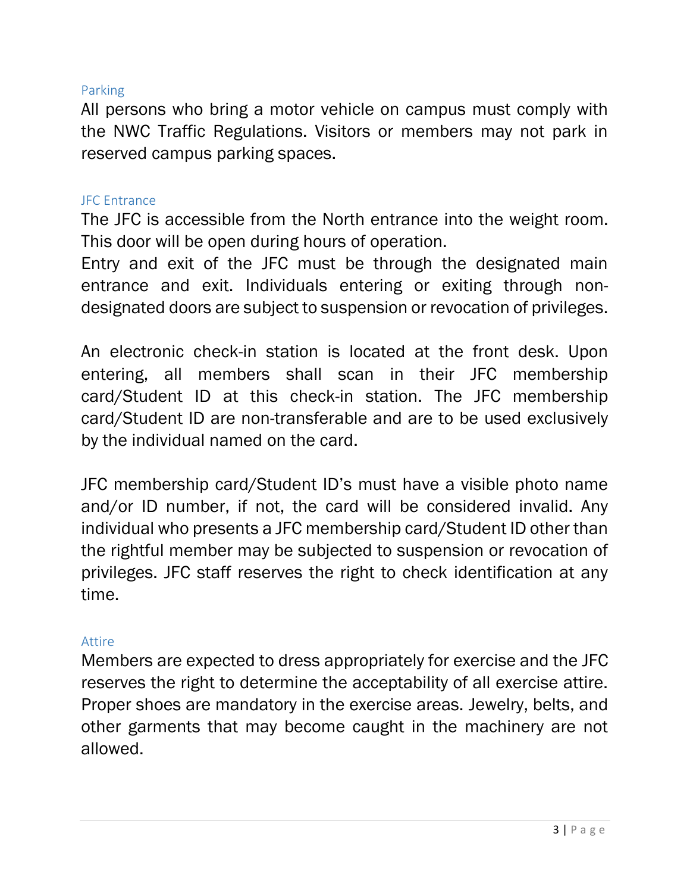## Parking

All persons who bring a motor vehicle on campus must comply with the NWC Traffic Regulations. Visitors or members may not park in reserved campus parking spaces.

## JFC Entrance

The JFC is accessible from the North entrance into the weight room. This door will be open during hours of operation.

Entry and exit of the JFC must be through the designated main entrance and exit. Individuals entering or exiting through non-designated doors are subject to suspension or revocation of privileges.

An electronic check-in station is located at the front desk. Upon entering, all members shall scan in their JFC membership card/Student ID at this check-in station. The JFC membership card/Student ID are non-transferable and are to be used exclusively by the individual named on the card.

JFC membership card/Student ID's must have a visible photo name and/or ID number, if not, the card will be considered invalid. Any individual who presents a JFC membership card/Student ID other than the rightful member may be subjected to suspension or revocation of privileges. JFC staff reserves the right to check identification at any time.

## Attire

Members are expected to dress appropriately for exercise and the JFC reserves the right to determine the acceptability of all exercise attire. Proper shoes are mandatory in the exercise areas. Jewelry, belts, and other garments that may become caught in the machinery are not allowed.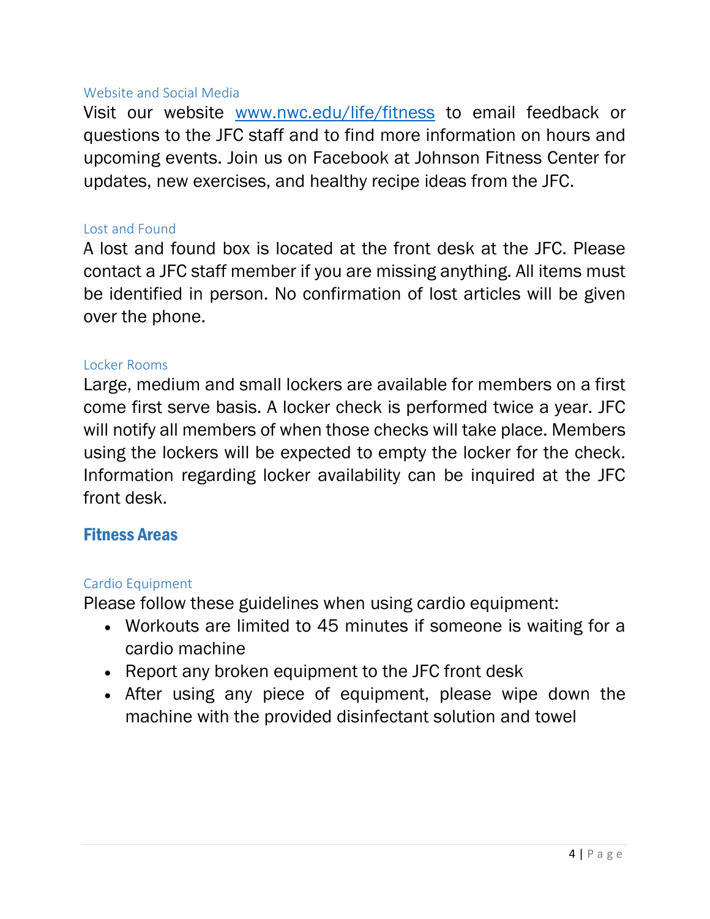### Website and Social Media

Visit our website [www.nwc.edu/life/fitness](http://www.nwc.edu/life/fitness) to email feedback or questions to the JFC staff and to find more information on hours and upcoming events. Join us on Facebook at Johnson Fitness Center for updates, new exercises, and healthy recipe ideas from the JFC.

### Lost and Found

A lost and found box is located at the front desk at the JFC. Please contact a JFC staff member if you are missing anything. All items must be identified in person. No confirmation of lost articles will be given over the phone.

### Locker Rooms

Large, medium and small lockers are available for members on a first come first serve basis. A locker check is performed twice a year. JFC will notify all members of when those checks will take place. Members using the lockers will be expected to empty the locker for the check. Information regarding locker availability can be inquired at the JFC front desk.

## Fitness Areas

### Cardio Equipment

Please follow these guidelines when using cardio equipment:

- Workouts are limited to 45 minutes if someone is waiting for a cardio machine
- Report any broken equipment to the JFC front desk
- After using any piece of equipment, please wipe down the machine with the provided disinfectant solution and towel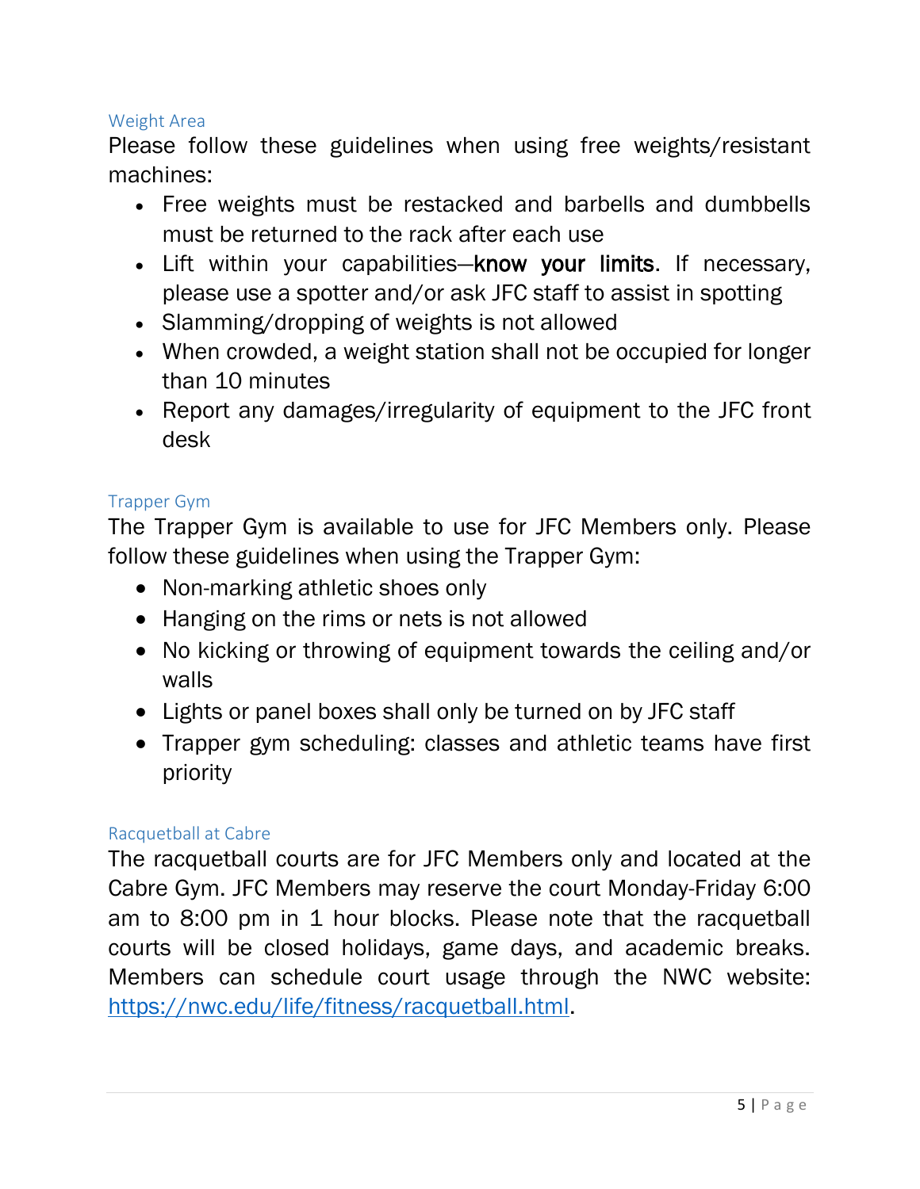### Weight Area

Please follow these guidelines when using free weights/resistant machines:

- Free weights must be restacked and barbells and dumbbells must be returned to the rack after each use
- Lift within your capabilities—**know your limits**. If necessary, please use a spotter and/or ask JFC staff to assist in spotting
- Slamming/dropping of weights is not allowed
- When crowded, a weight station shall not be occupied for longer than 10 minutes
- Report any damages/irregularity of equipment to the JFC front desk

### Trapper Gym

The Trapper Gym is available to use for JFC Members only. Please follow these guidelines when using the Trapper Gym:

- Non-marking athletic shoes only
- Hanging on the rims or nets is not allowed
- No kicking or throwing of equipment towards the ceiling and/or walls
- Lights or panel boxes shall only be turned on by JFC staff
- Trapper gym scheduling: classes and athletic teams have first priority

### Racquetball at Cabre

The racquetball courts are for JFC Members only and located at the Cabre Gym. JFC Members may reserve the court Monday-Friday 6:00 am to 8:00 pm in 1 hour blocks. Please note that the racquetball courts will be closed holidays, game days, and academic breaks. Members can schedule court usage through the NWC website: [https://nwc.edu/life/fitness/racquetball.html](https://nwc.edu/life/fitness/racquetball.html).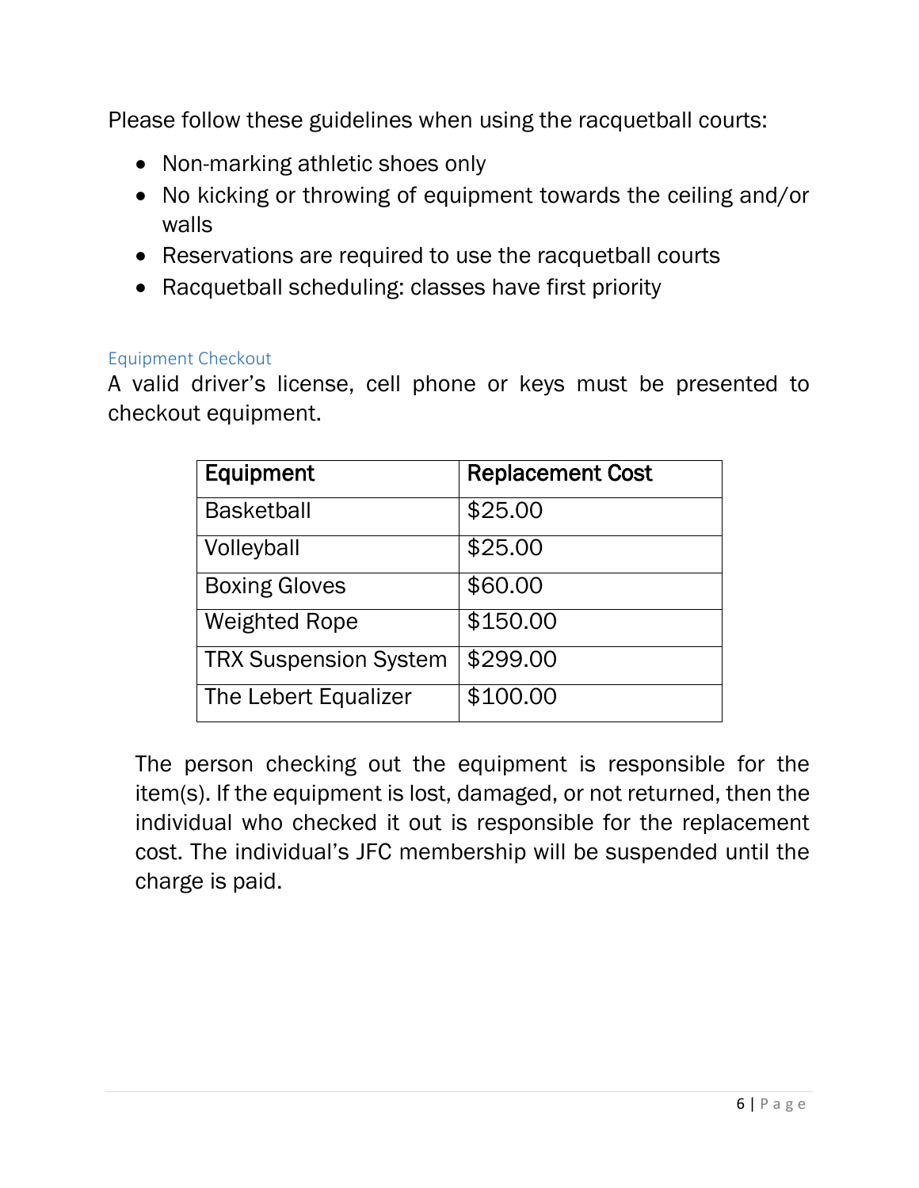Please follow these guidelines when using the racquetball courts:

- Non-marking athletic shoes only
- No kicking or throwing of equipment towards the ceiling and/or walls
- Reservations are required to use the racquetball courts
- Racquetball scheduling: classes have first priority

### Equipment Checkout

A valid driver's license, cell phone or keys must be presented to checkout equipment.

| Equipment | Replacement Cost |
| --- | --- |
| Basketball | $25.00 |
| Volleyball | $25.00 |
| Boxing Gloves | $60.00 |
| Weighted Rope | $150.00 |
| TRX Suspension System | $299.00 |
| The Lebert Equalizer | $100.00 |

The person checking out the equipment is responsible for the item(s). If the equipment is lost, damaged, or not returned, then the individual who checked it out is responsible for the replacement cost. The individual's JFC membership will be suspended until the charge is paid.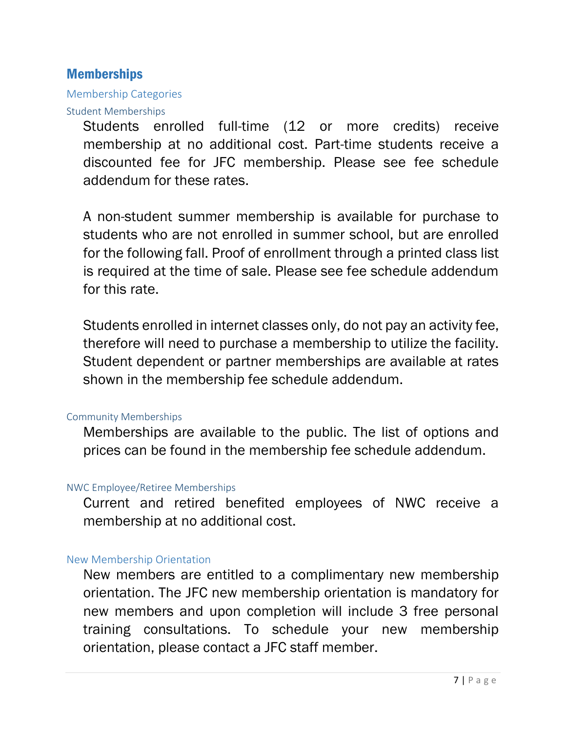## Memberships

### Membership Categories

#### Student Memberships

Students enrolled full-time (12 or more credits) receive membership at no additional cost. Part-time students receive a discounted fee for JFC membership. Please see fee schedule addendum for these rates.

A non-student summer membership is available for purchase to students who are not enrolled in summer school, but are enrolled for the following fall. Proof of enrollment through a printed class list is required at the time of sale. Please see fee schedule addendum for this rate.

Students enrolled in internet classes only, do not pay an activity fee, therefore will need to purchase a membership to utilize the facility. Student dependent or partner memberships are available at rates shown in the membership fee schedule addendum.

#### Community Memberships

Memberships are available to the public. The list of options and prices can be found in the membership fee schedule addendum.

#### NWC Employee/Retiree Memberships

Current and retired benefited employees of NWC receive a membership at no additional cost.

### New Membership Orientation

New members are entitled to a complimentary new membership orientation. The JFC new membership orientation is mandatory for new members and upon completion will include 3 free personal training consultations. To schedule your new membership orientation, please contact a JFC staff member.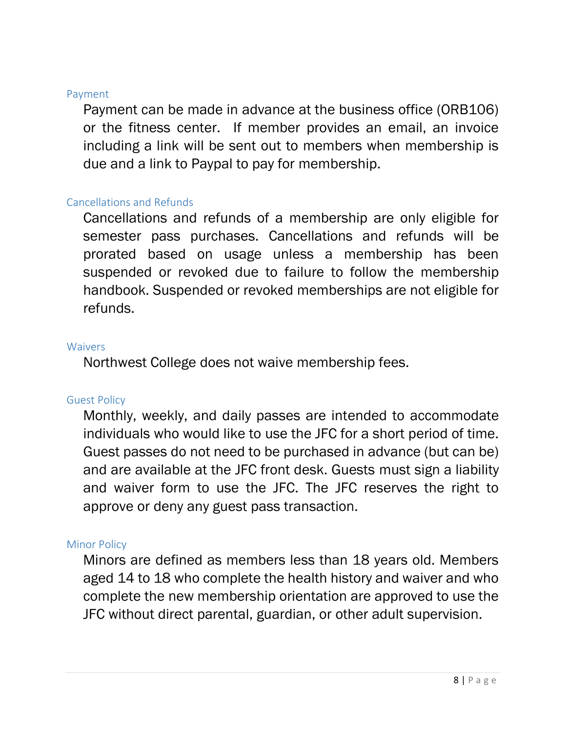## Payment

Payment can be made in advance at the business office (ORB106) or the fitness center.  If member provides an email, an invoice including a link will be sent out to members when membership is due and a link to Paypal to pay for membership.

## Cancellations and Refunds

Cancellations and refunds of a membership are only eligible for semester pass purchases. Cancellations and refunds will be prorated based on usage unless a membership has been suspended or revoked due to failure to follow the membership handbook. Suspended or revoked memberships are not eligible for refunds.

## Waivers

Northwest College does not waive membership fees.

## Guest Policy

Monthly, weekly, and daily passes are intended to accommodate individuals who would like to use the JFC for a short period of time. Guest passes do not need to be purchased in advance (but can be) and are available at the JFC front desk. Guests must sign a liability and waiver form to use the JFC. The JFC reserves the right to approve or deny any guest pass transaction.

## Minor Policy

Minors are defined as members less than 18 years old. Members aged 14 to 18 who complete the health history and waiver and who complete the new membership orientation are approved to use the JFC without direct parental, guardian, or other adult supervision.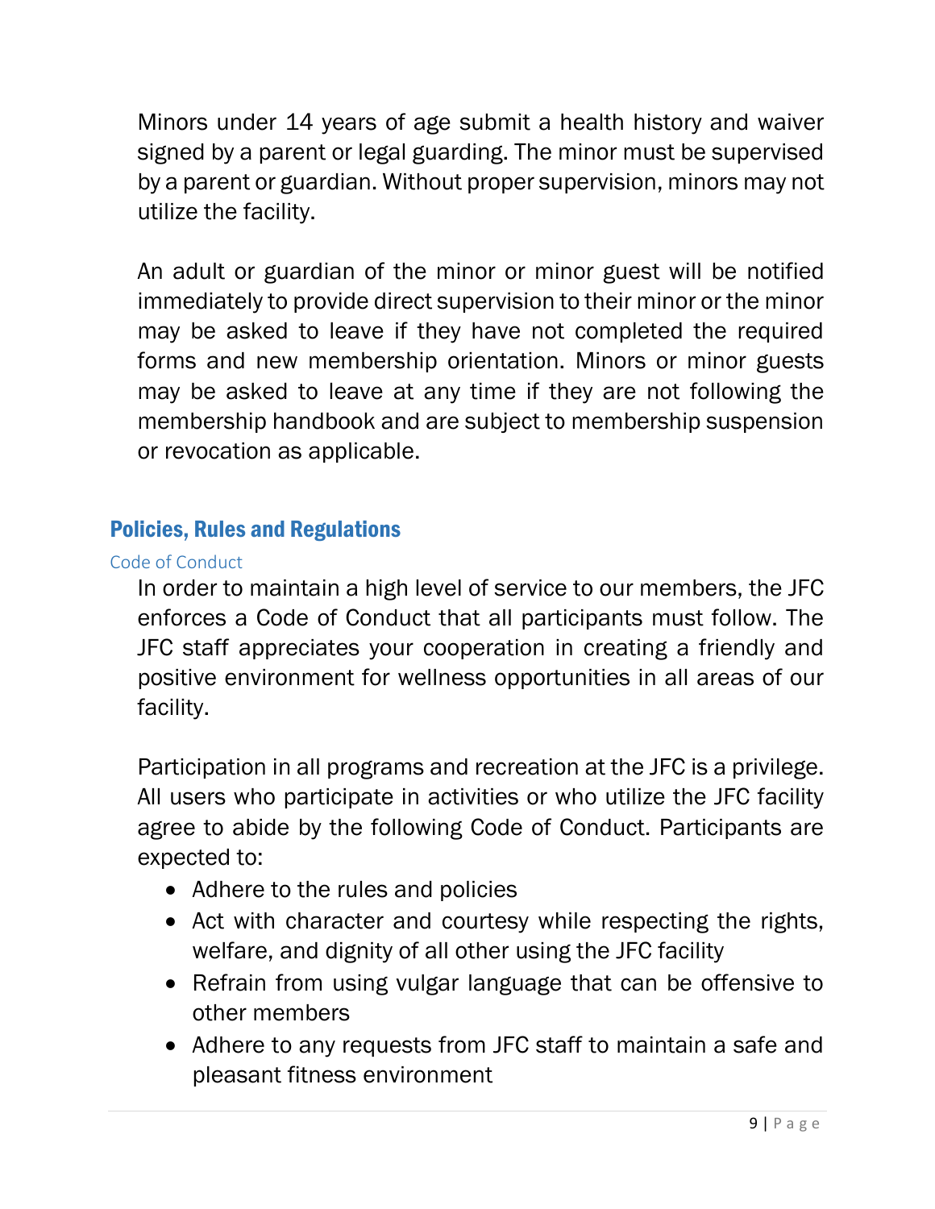Minors under 14 years of age submit a health history and waiver signed by a parent or legal guarding. The minor must be supervised by a parent or guardian. Without proper supervision, minors may not utilize the facility.

An adult or guardian of the minor or minor guest will be notified immediately to provide direct supervision to their minor or the minor may be asked to leave if they have not completed the required forms and new membership orientation. Minors or minor guests may be asked to leave at any time if they are not following the membership handbook and are subject to membership suspension or revocation as applicable.

## Policies, Rules and Regulations

### Code of Conduct

In order to maintain a high level of service to our members, the JFC enforces a Code of Conduct that all participants must follow. The JFC staff appreciates your cooperation in creating a friendly and positive environment for wellness opportunities in all areas of our facility.

Participation in all programs and recreation at the JFC is a privilege. All users who participate in activities or who utilize the JFC facility agree to abide by the following Code of Conduct. Participants are expected to:

- Adhere to the rules and policies
- Act with character and courtesy while respecting the rights, welfare, and dignity of all other using the JFC facility
- Refrain from using vulgar language that can be offensive to other members
- Adhere to any requests from JFC staff to maintain a safe and pleasant fitness environment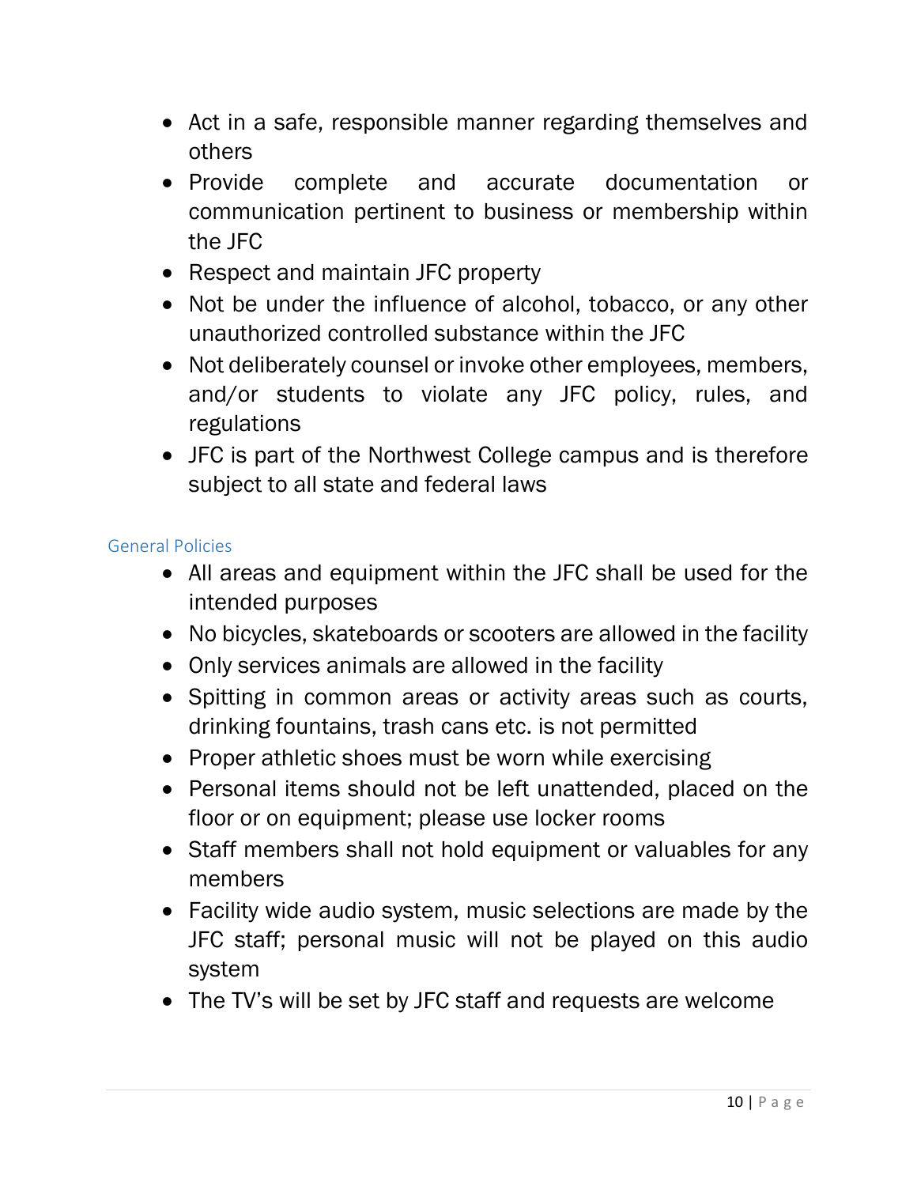- Act in a safe, responsible manner regarding themselves and others
- Provide complete and accurate documentation or communication pertinent to business or membership within the JFC
- Respect and maintain JFC property
- Not be under the influence of alcohol, tobacco, or any other unauthorized controlled substance within the JFC
- Not deliberately counsel or invoke other employees, members, and/or students to violate any JFC policy, rules, and regulations
- JFC is part of the Northwest College campus and is therefore subject to all state and federal laws

### General Policies

- All areas and equipment within the JFC shall be used for the intended purposes
- No bicycles, skateboards or scooters are allowed in the facility
- Only services animals are allowed in the facility
- Spitting in common areas or activity areas such as courts, drinking fountains, trash cans etc. is not permitted
- Proper athletic shoes must be worn while exercising
- Personal items should not be left unattended, placed on the floor or on equipment; please use locker rooms
- Staff members shall not hold equipment or valuables for any members
- Facility wide audio system, music selections are made by the JFC staff; personal music will not be played on this audio system
- The TV's will be set by JFC staff and requests are welcome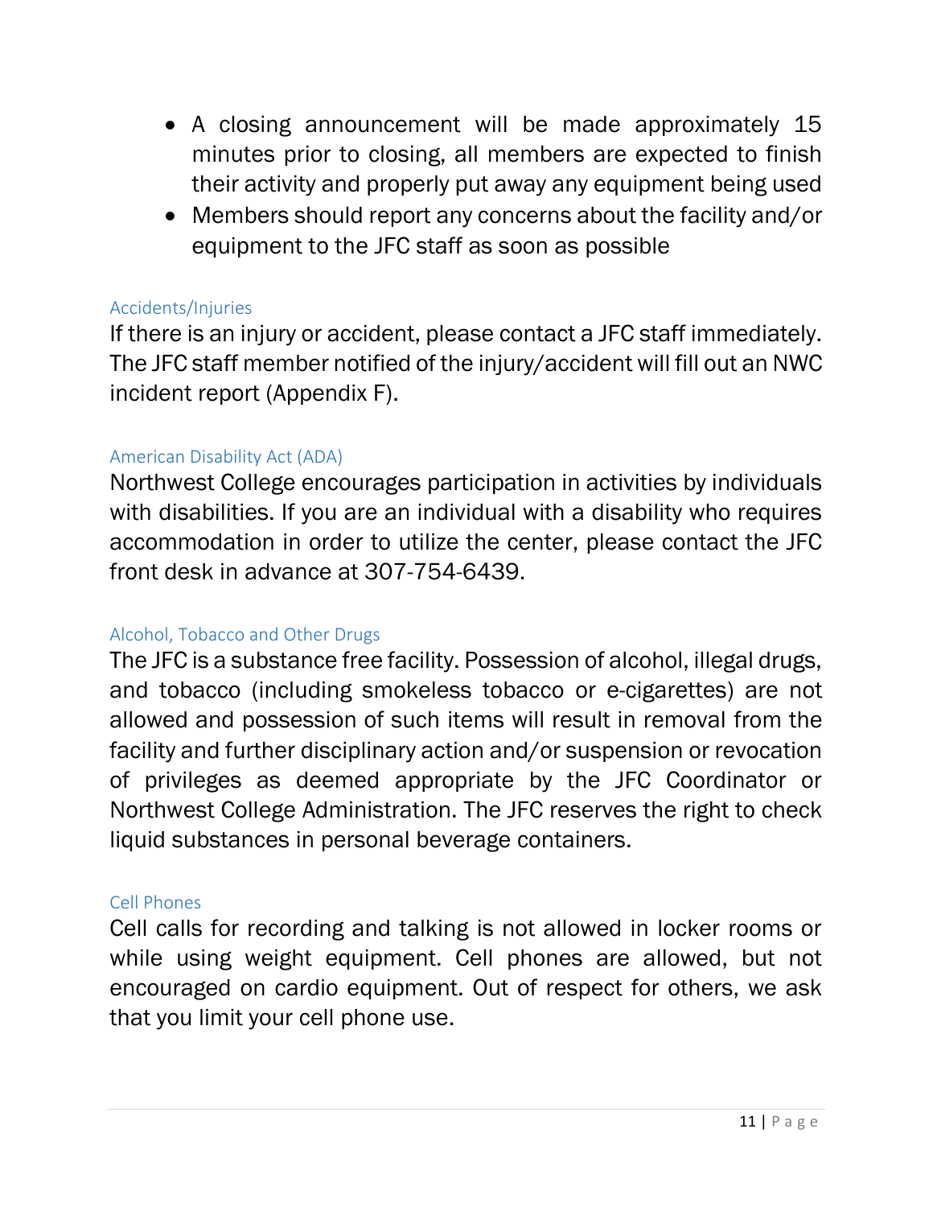- A closing announcement will be made approximately 15 minutes prior to closing, all members are expected to finish their activity and properly put away any equipment being used
- Members should report any concerns about the facility and/or equipment to the JFC staff as soon as possible

### Accidents/Injuries

If there is an injury or accident, please contact a JFC staff immediately. The JFC staff member notified of the injury/accident will fill out an NWC incident report (Appendix F).

### American Disability Act (ADA)

Northwest College encourages participation in activities by individuals with disabilities. If you are an individual with a disability who requires accommodation in order to utilize the center, please contact the JFC front desk in advance at 307-754-6439.

### Alcohol, Tobacco and Other Drugs

The JFC is a substance free facility. Possession of alcohol, illegal drugs, and tobacco (including smokeless tobacco or e-cigarettes) are not allowed and possession of such items will result in removal from the facility and further disciplinary action and/or suspension or revocation of privileges as deemed appropriate by the JFC Coordinator or Northwest College Administration. The JFC reserves the right to check liquid substances in personal beverage containers.

### Cell Phones

Cell calls for recording and talking is not allowed in locker rooms or while using weight equipment. Cell phones are allowed, but not encouraged on cardio equipment. Out of respect for others, we ask that you limit your cell phone use.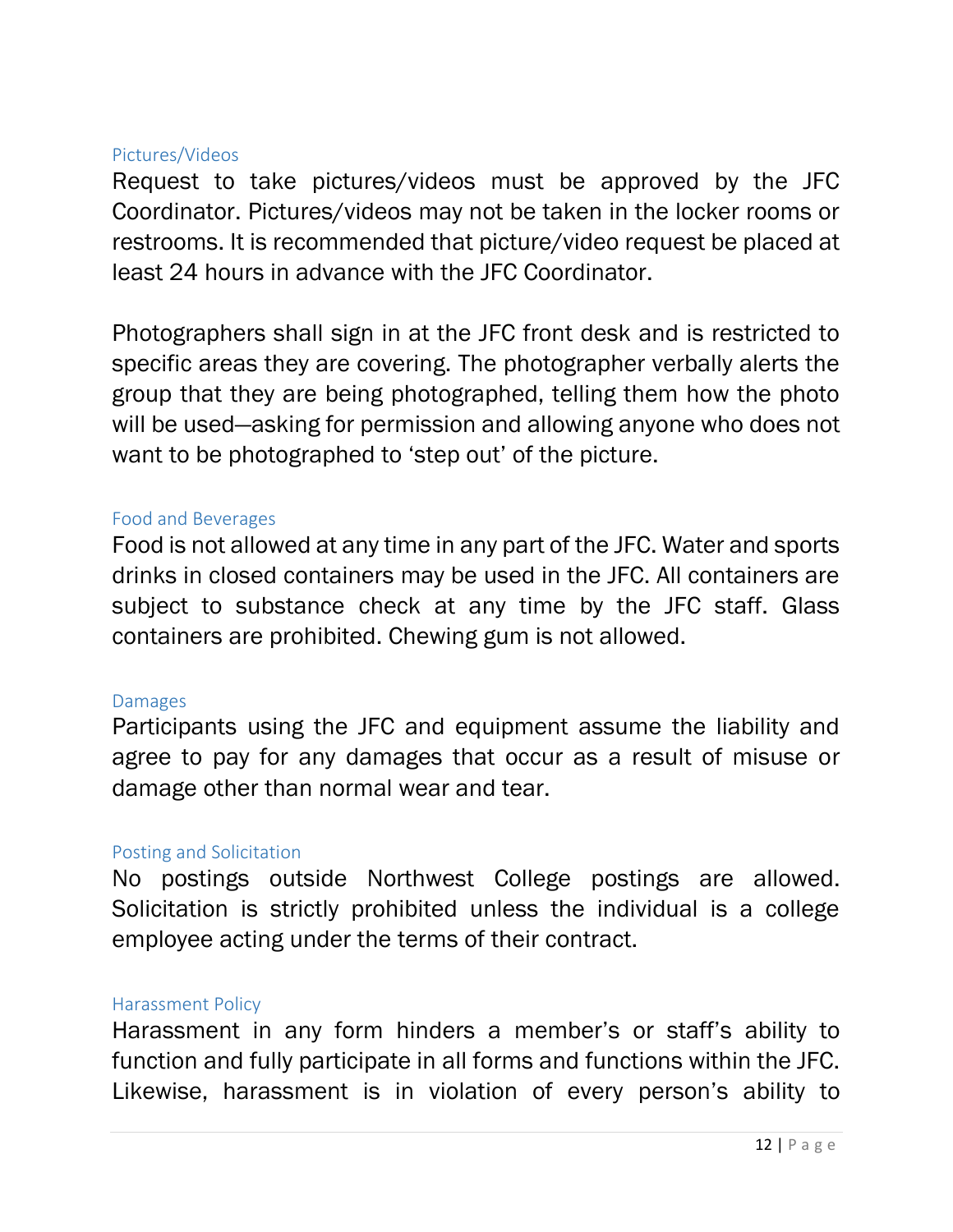### Pictures/Videos

Request to take pictures/videos must be approved by the JFC Coordinator. Pictures/videos may not be taken in the locker rooms or restrooms. It is recommended that picture/video request be placed at least 24 hours in advance with the JFC Coordinator.

Photographers shall sign in at the JFC front desk and is restricted to specific areas they are covering. The photographer verbally alerts the group that they are being photographed, telling them how the photo will be used—asking for permission and allowing anyone who does not want to be photographed to 'step out' of the picture.

### Food and Beverages

Food is not allowed at any time in any part of the JFC. Water and sports drinks in closed containers may be used in the JFC. All containers are subject to substance check at any time by the JFC staff. Glass containers are prohibited. Chewing gum is not allowed.

### Damages

Participants using the JFC and equipment assume the liability and agree to pay for any damages that occur as a result of misuse or damage other than normal wear and tear.

### Posting and Solicitation

No postings outside Northwest College postings are allowed. Solicitation is strictly prohibited unless the individual is a college employee acting under the terms of their contract.

### Harassment Policy

Harassment in any form hinders a member's or staff's ability to function and fully participate in all forms and functions within the JFC. Likewise, harassment is in violation of every person's ability to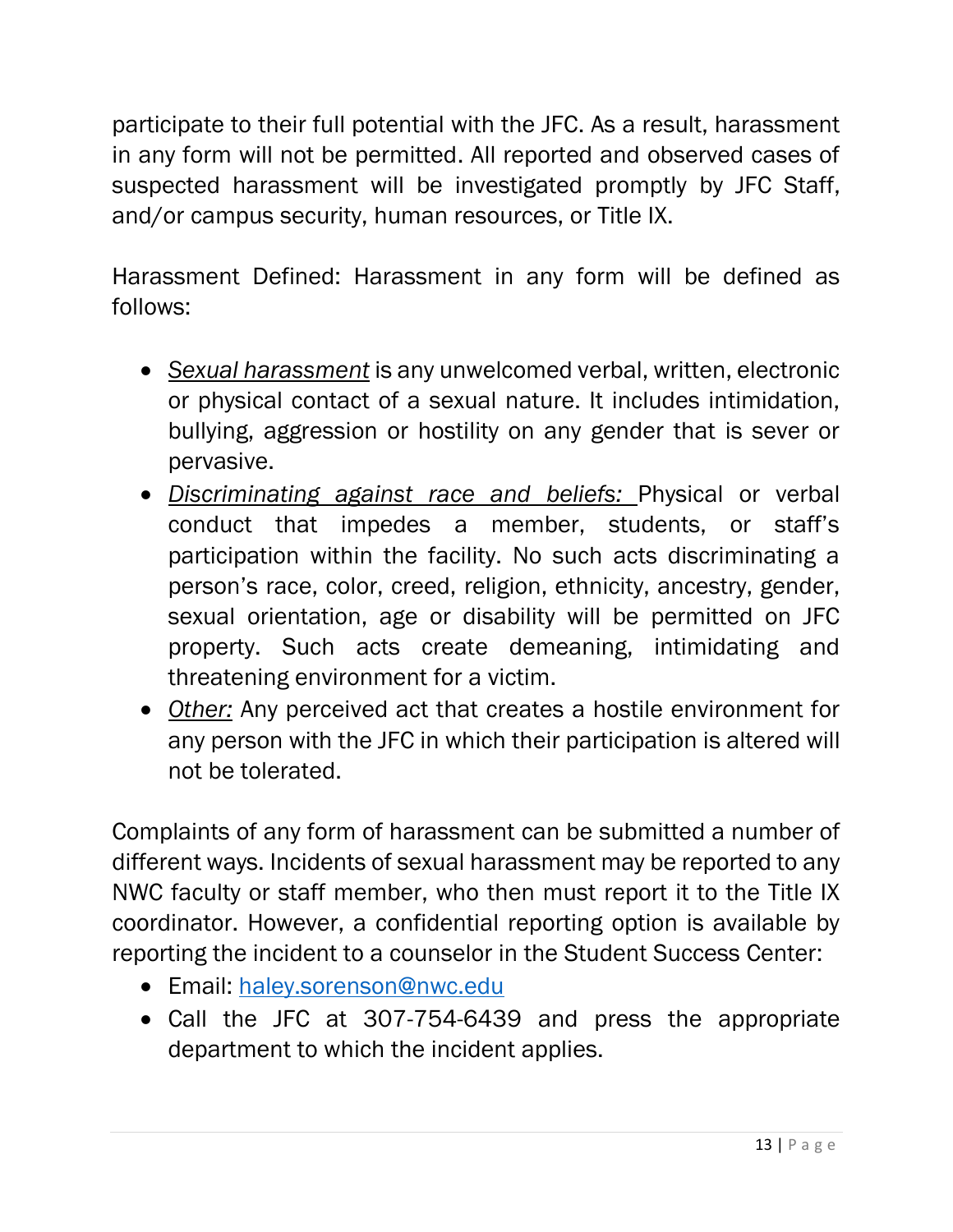participate to their full potential with the JFC. As a result, harassment in any form will not be permitted. All reported and observed cases of suspected harassment will be investigated promptly by JFC Staff, and/or campus security, human resources, or Title IX.

Harassment Defined: Harassment in any form will be defined as follows:

- *Sexual harassment* is any unwelcomed verbal, written, electronic or physical contact of a sexual nature. It includes intimidation, bullying, aggression or hostility on any gender that is sever or pervasive.
- *Discriminating against race and beliefs:* Physical or verbal conduct that impedes a member, students, or staff's participation within the facility. No such acts discriminating a person's race, color, creed, religion, ethnicity, ancestry, gender, sexual orientation, age or disability will be permitted on JFC property. Such acts create demeaning, intimidating and threatening environment for a victim.
- *Other:* Any perceived act that creates a hostile environment for any person with the JFC in which their participation is altered will not be tolerated.

Complaints of any form of harassment can be submitted a number of different ways. Incidents of sexual harassment may be reported to any NWC faculty or staff member, who then must report it to the Title IX coordinator. However, a confidential reporting option is available by reporting the incident to a counselor in the Student Success Center:

- Email: haley.sorenson@nwc.edu
- Call the JFC at 307-754-6439 and press the appropriate department to which the incident applies.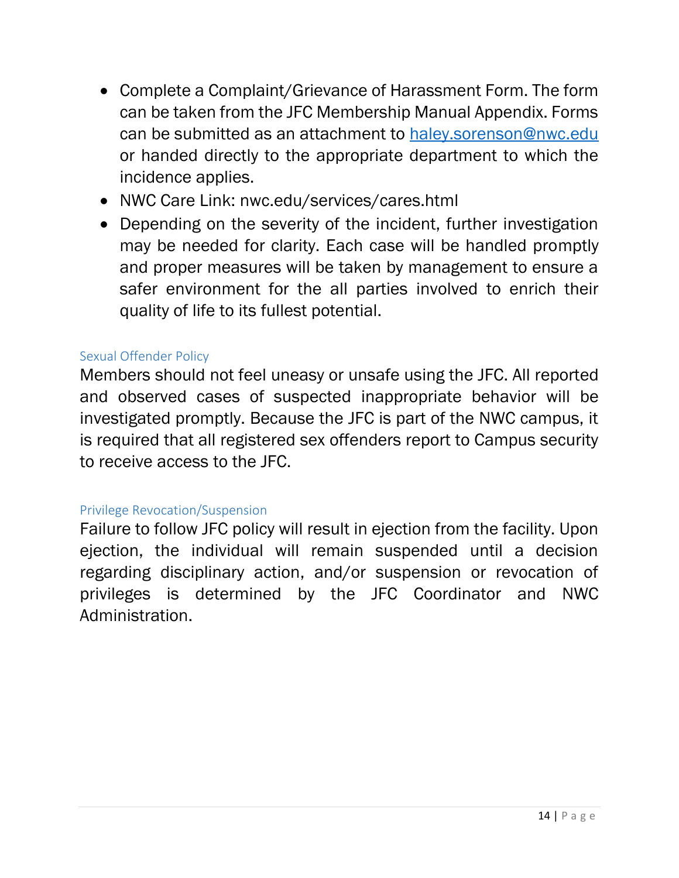- Complete a Complaint/Grievance of Harassment Form. The form can be taken from the JFC Membership Manual Appendix. Forms can be submitted as an attachment to haley.sorenson@nwc.edu or handed directly to the appropriate department to which the incidence applies.
- NWC Care Link: nwc.edu/services/cares.html
- Depending on the severity of the incident, further investigation may be needed for clarity. Each case will be handled promptly and proper measures will be taken by management to ensure a safer environment for the all parties involved to enrich their quality of life to its fullest potential.

### Sexual Offender Policy

Members should not feel uneasy or unsafe using the JFC. All reported and observed cases of suspected inappropriate behavior will be investigated promptly. Because the JFC is part of the NWC campus, it is required that all registered sex offenders report to Campus security to receive access to the JFC.

### Privilege Revocation/Suspension

Failure to follow JFC policy will result in ejection from the facility. Upon ejection, the individual will remain suspended until a decision regarding disciplinary action, and/or suspension or revocation of privileges is determined by the JFC Coordinator and NWC Administration.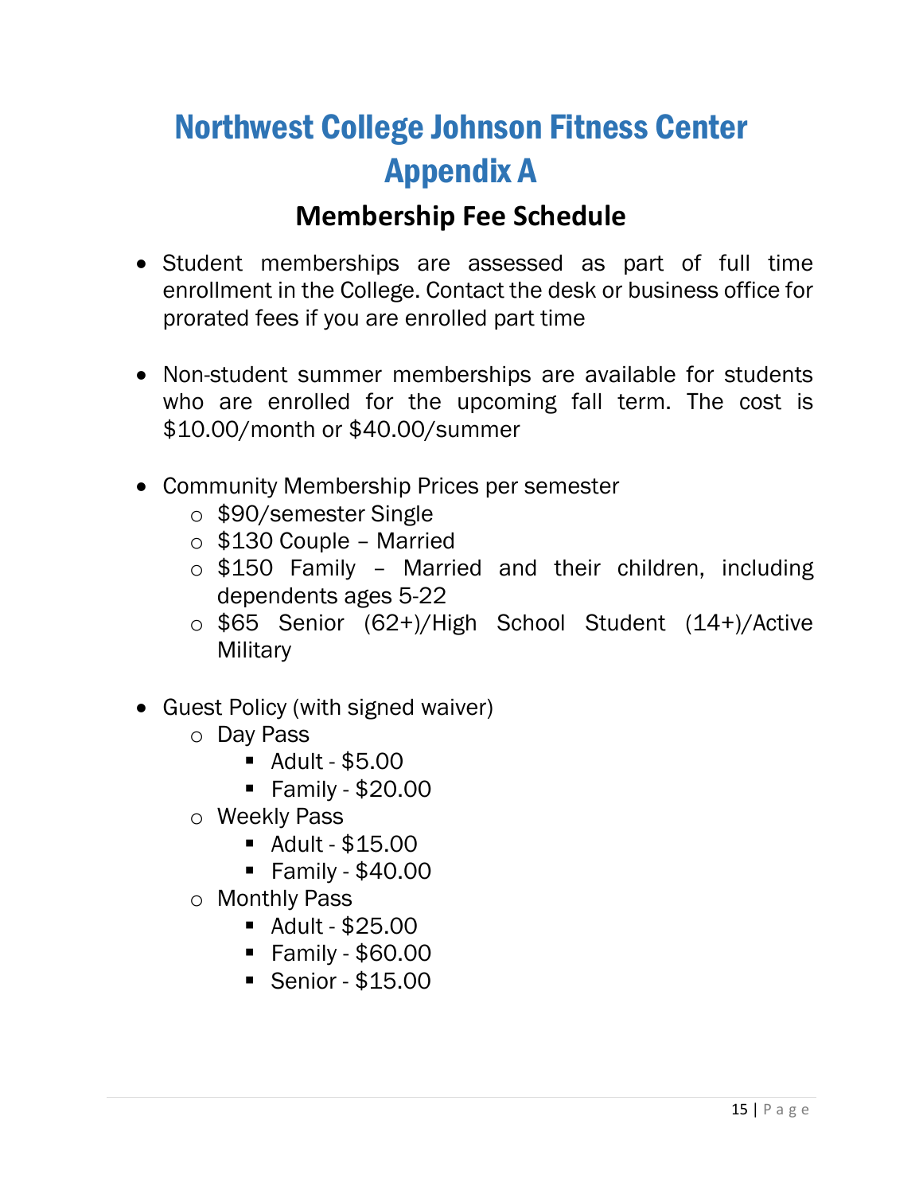# Northwest College Johnson Fitness Center
# Appendix A

## Membership Fee Schedule

- Student memberships are assessed as part of full time enrollment in the College. Contact the desk or business office for prorated fees if you are enrolled part time

- Non-student summer memberships are available for students who are enrolled for the upcoming fall term. The cost is $10.00/month or $40.00/summer

- Community Membership Prices per semester
  - $90/semester Single
  - $130 Couple – Married
  - $150 Family – Married and their children, including dependents ages 5-22
  - $65 Senior (62+)/High School Student (14+)/Active Military

- Guest Policy (with signed waiver)
  - Day Pass
    - Adult - $5.00
    - Family - $20.00
  - Weekly Pass
    - Adult - $15.00
    - Family - $40.00
  - Monthly Pass
    - Adult - $25.00
    - Family - $60.00
    - Senior - $15.00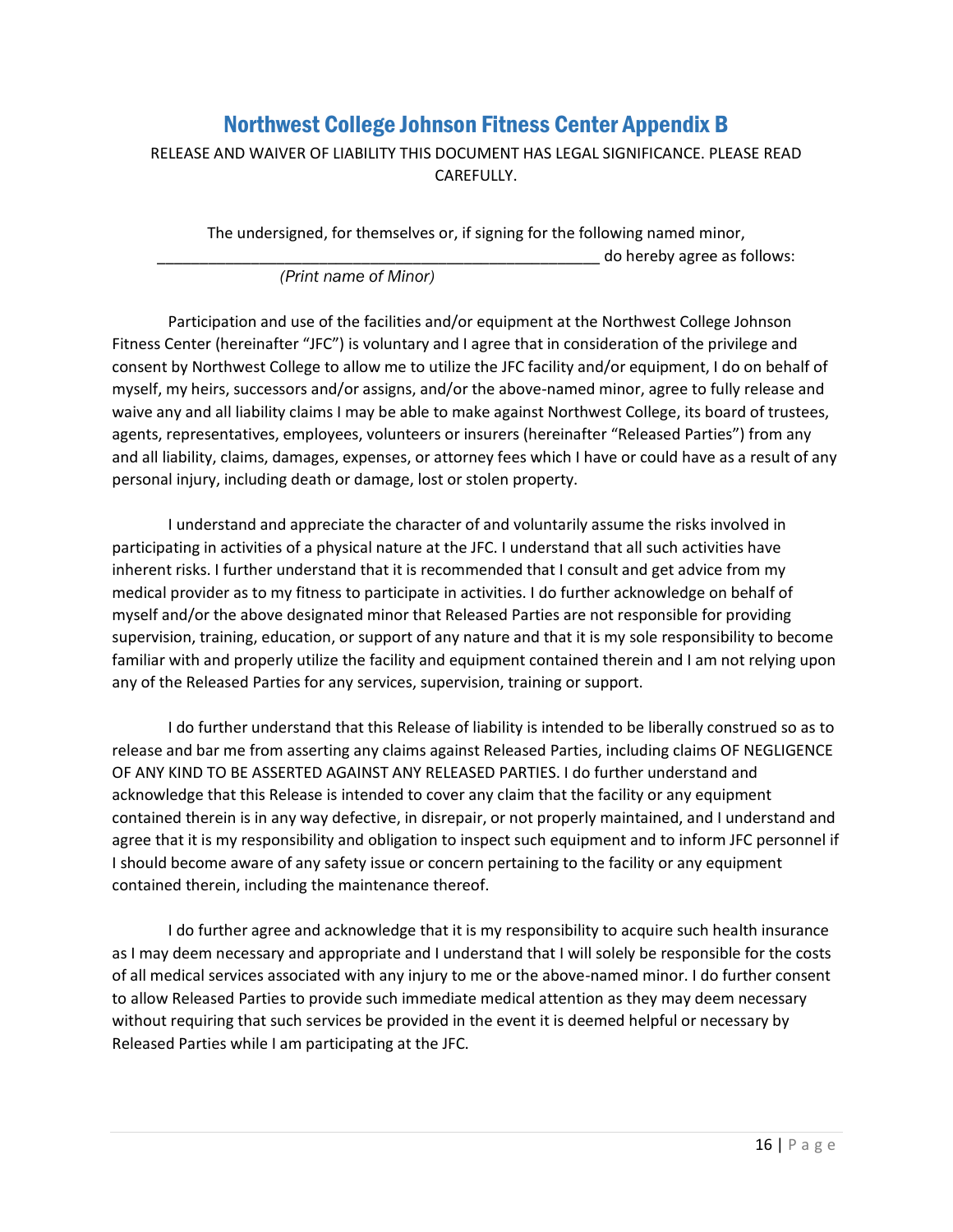# Northwest College Johnson Fitness Center Appendix B

RELEASE AND WAIVER OF LIABILITY THIS DOCUMENT HAS LEGAL SIGNIFICANCE. PLEASE READ CAREFULLY.

The undersigned, for themselves or, if signing for the following named minor, _______________________________________________ do hereby agree as follows:

*(Print name of Minor)*

Participation and use of the facilities and/or equipment at the Northwest College Johnson Fitness Center (hereinafter "JFC") is voluntary and I agree that in consideration of the privilege and consent by Northwest College to allow me to utilize the JFC facility and/or equipment, I do on behalf of myself, my heirs, successors and/or assigns, and/or the above-named minor, agree to fully release and waive any and all liability claims I may be able to make against Northwest College, its board of trustees, agents, representatives, employees, volunteers or insurers (hereinafter "Released Parties") from any and all liability, claims, damages, expenses, or attorney fees which I have or could have as a result of any personal injury, including death or damage, lost or stolen property.

I understand and appreciate the character of and voluntarily assume the risks involved in participating in activities of a physical nature at the JFC. I understand that all such activities have inherent risks. I further understand that it is recommended that I consult and get advice from my medical provider as to my fitness to participate in activities. I do further acknowledge on behalf of myself and/or the above designated minor that Released Parties are not responsible for providing supervision, training, education, or support of any nature and that it is my sole responsibility to become familiar with and properly utilize the facility and equipment contained therein and I am not relying upon any of the Released Parties for any services, supervision, training or support.

I do further understand that this Release of liability is intended to be liberally construed so as to release and bar me from asserting any claims against Released Parties, including claims OF NEGLIGENCE OF ANY KIND TO BE ASSERTED AGAINST ANY RELEASED PARTIES. I do further understand and acknowledge that this Release is intended to cover any claim that the facility or any equipment contained therein is in any way defective, in disrepair, or not properly maintained, and I understand and agree that it is my responsibility and obligation to inspect such equipment and to inform JFC personnel if I should become aware of any safety issue or concern pertaining to the facility or any equipment contained therein, including the maintenance thereof.

I do further agree and acknowledge that it is my responsibility to acquire such health insurance as I may deem necessary and appropriate and I understand that I will solely be responsible for the costs of all medical services associated with any injury to me or the above-named minor. I do further consent to allow Released Parties to provide such immediate medical attention as they may deem necessary without requiring that such services be provided in the event it is deemed helpful or necessary by Released Parties while I am participating at the JFC.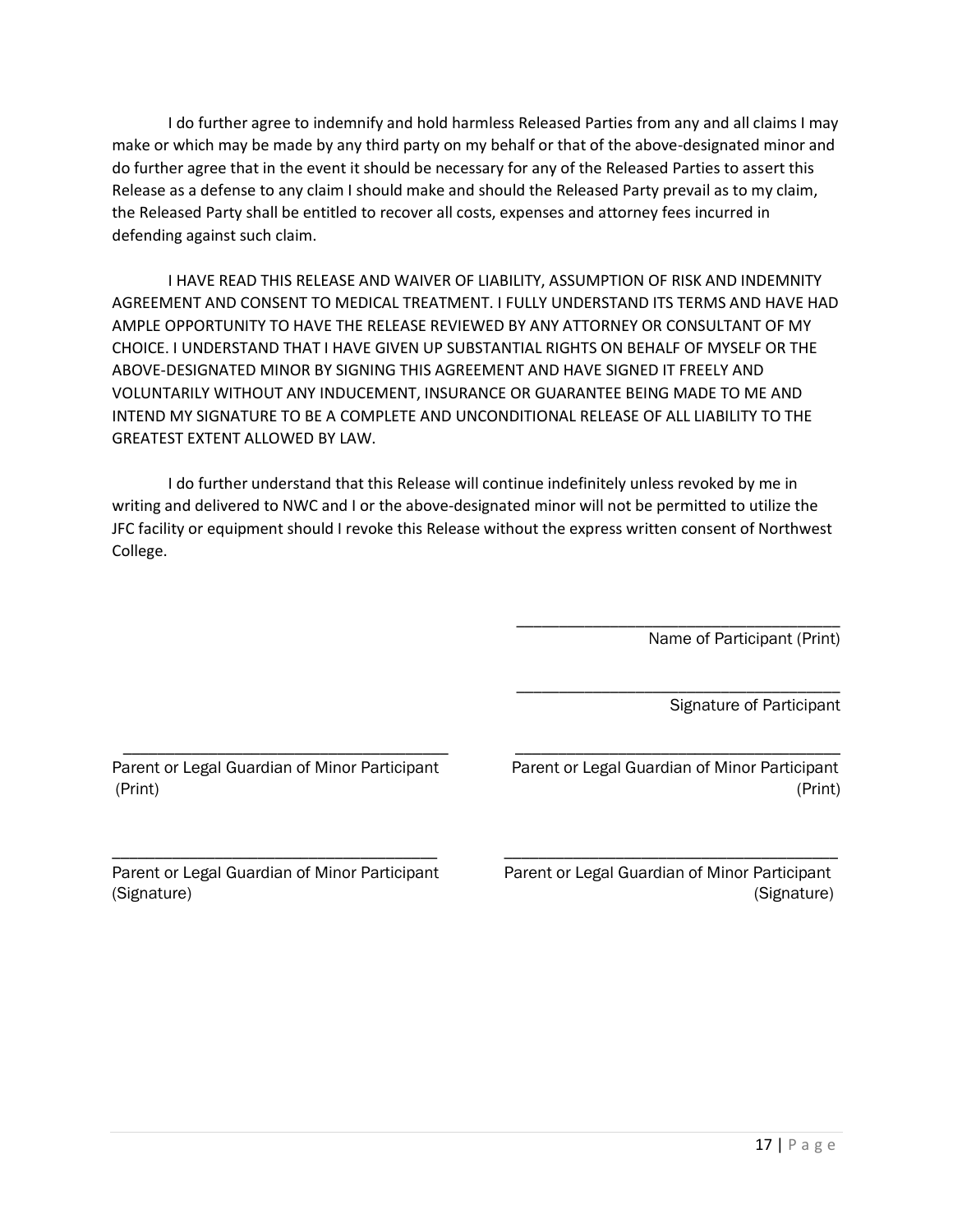I do further agree to indemnify and hold harmless Released Parties from any and all claims I may make or which may be made by any third party on my behalf or that of the above-designated minor and do further agree that in the event it should be necessary for any of the Released Parties to assert this Release as a defense to any claim I should make and should the Released Party prevail as to my claim, the Released Party shall be entitled to recover all costs, expenses and attorney fees incurred in defending against such claim.

I HAVE READ THIS RELEASE AND WAIVER OF LIABILITY, ASSUMPTION OF RISK AND INDEMNITY AGREEMENT AND CONSENT TO MEDICAL TREATMENT. I FULLY UNDERSTAND ITS TERMS AND HAVE HAD AMPLE OPPORTUNITY TO HAVE THE RELEASE REVIEWED BY ANY ATTORNEY OR CONSULTANT OF MY CHOICE. I UNDERSTAND THAT I HAVE GIVEN UP SUBSTANTIAL RIGHTS ON BEHALF OF MYSELF OR THE ABOVE-DESIGNATED MINOR BY SIGNING THIS AGREEMENT AND HAVE SIGNED IT FREELY AND VOLUNTARILY WITHOUT ANY INDUCEMENT, INSURANCE OR GUARANTEE BEING MADE TO ME AND INTEND MY SIGNATURE TO BE A COMPLETE AND UNCONDITIONAL RELEASE OF ALL LIABILITY TO THE GREATEST EXTENT ALLOWED BY LAW.

I do further understand that this Release will continue indefinitely unless revoked by me in writing and delivered to NWC and I or the above-designated minor will not be permitted to utilize the JFC facility or equipment should I revoke this Release without the express written consent of Northwest College.

______________________________________
Name of Participant (Print)

______________________________________
Signature of Participant

______________________________________
Parent or Legal Guardian of Minor Participant (Print)

______________________________________
Parent or Legal Guardian of Minor Participant (Print)

______________________________________
Parent or Legal Guardian of Minor Participant (Signature)

______________________________________
Parent or Legal Guardian of Minor Participant (Signature)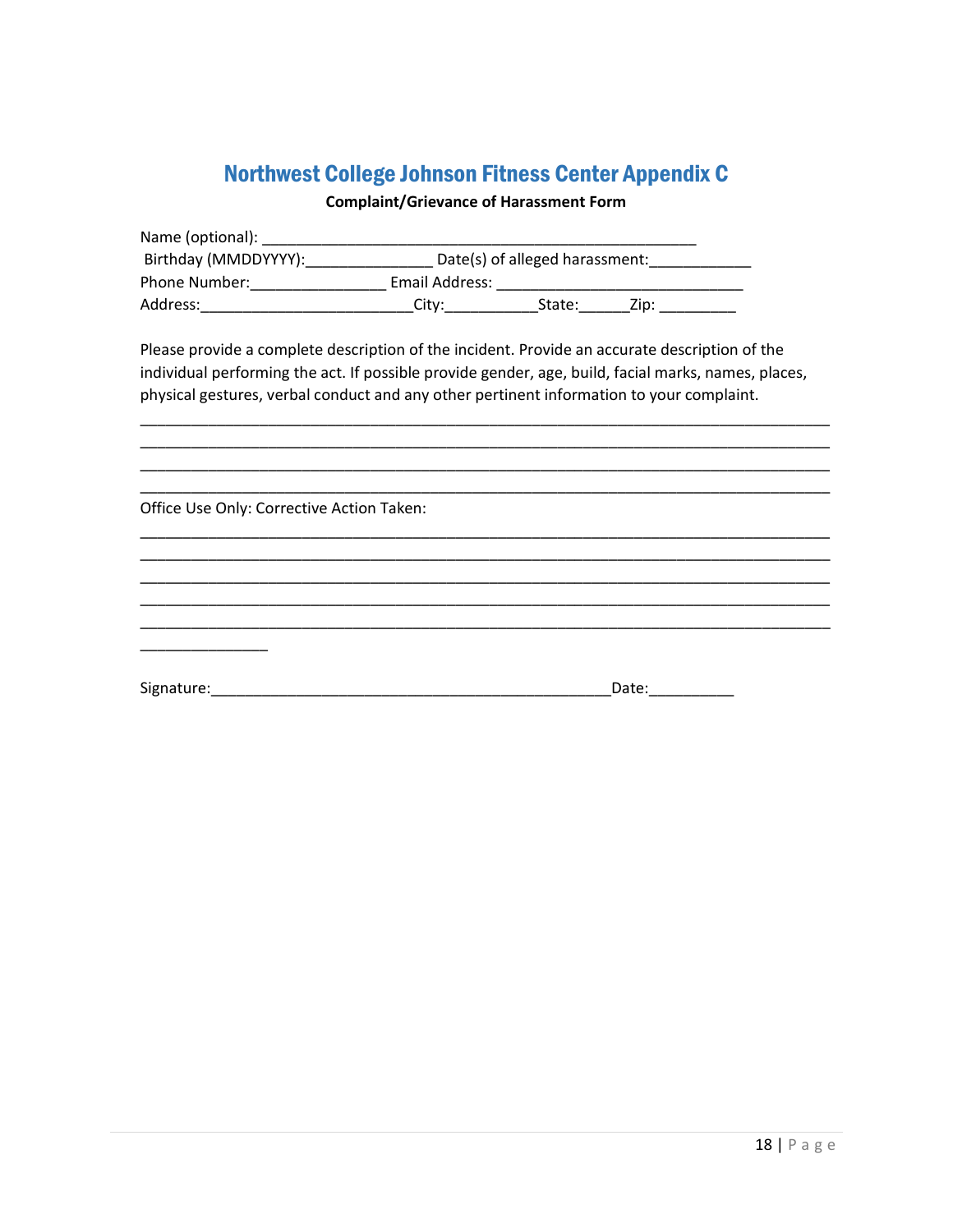# Northwest College Johnson Fitness Center Appendix C

**Complaint/Grievance of Harassment Form**

Name (optional): ______________________________________________

Birthday (MMDDYYYY):______________ Date(s) of alleged harassment:___________

Phone Number:_______________ Email Address: ___________________________

Address:_______________________City:__________State:_____Zip: ________

Please provide a complete description of the incident. Provide an accurate description of the individual performing the act. If possible provide gender, age, build, facial marks, names, places, physical gestures, verbal conduct and any other pertinent information to your complaint.

___________________________________________________________________________
___________________________________________________________________________
___________________________________________________________________________
___________________________________________________________________________

Office Use Only: Corrective Action Taken:

___________________________________________________________________________
___________________________________________________________________________
___________________________________________________________________________
___________________________________________________________________________
___________________________________________________________________________
______________

Signature:____________________________________________Date:_________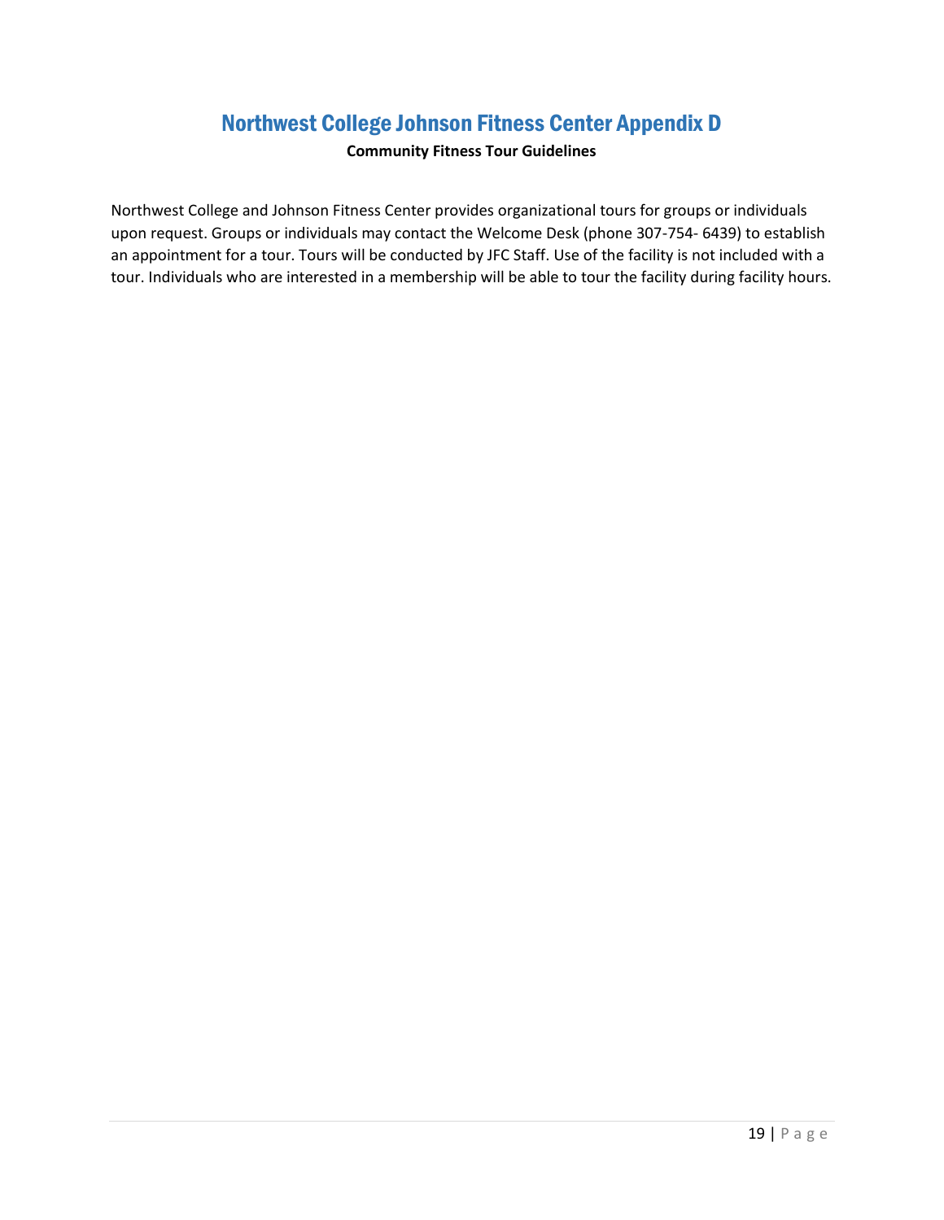# Northwest College Johnson Fitness Center Appendix D

**Community Fitness Tour Guidelines**

Northwest College and Johnson Fitness Center provides organizational tours for groups or individuals upon request. Groups or individuals may contact the Welcome Desk (phone 307-754- 6439) to establish an appointment for a tour. Tours will be conducted by JFC Staff. Use of the facility is not included with a tour. Individuals who are interested in a membership will be able to tour the facility during facility hours.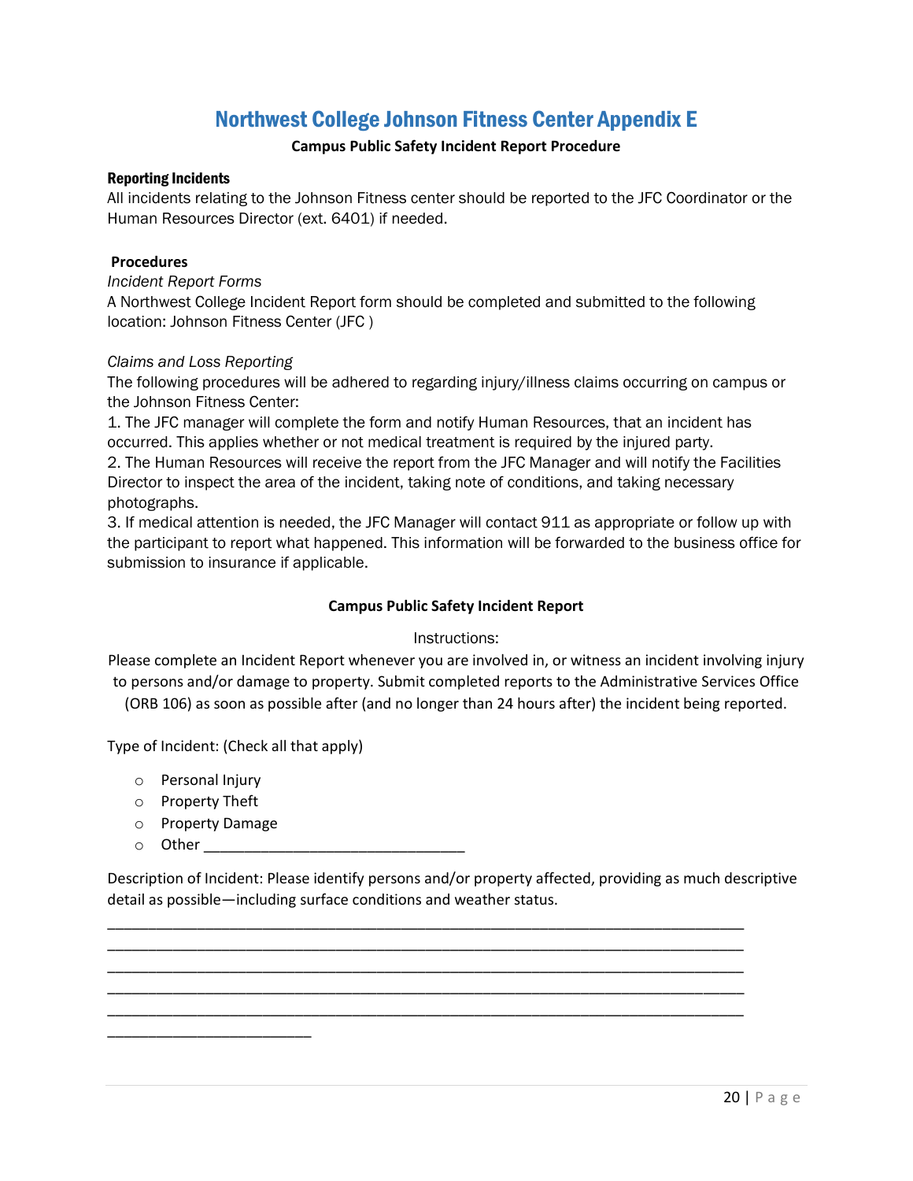# Northwest College Johnson Fitness Center Appendix E

**Campus Public Safety Incident Report Procedure**

**Reporting Incidents**

All incidents relating to the Johnson Fitness center should be reported to the JFC Coordinator or the Human Resources Director (ext. 6401) if needed.

**Procedures**

*Incident Report Forms*

A Northwest College Incident Report form should be completed and submitted to the following location: Johnson Fitness Center (JFC )

*Claims and Loss Reporting*

The following procedures will be adhered to regarding injury/illness claims occurring on campus or the Johnson Fitness Center:

1. The JFC manager will complete the form and notify Human Resources, that an incident has occurred. This applies whether or not medical treatment is required by the injured party.
2. The Human Resources will receive the report from the JFC Manager and will notify the Facilities Director to inspect the area of the incident, taking note of conditions, and taking necessary photographs.
3. If medical attention is needed, the JFC Manager will contact 911 as appropriate or follow up with the participant to report what happened. This information will be forwarded to the business office for submission to insurance if applicable.

**Campus Public Safety Incident Report**

Instructions:

Please complete an Incident Report whenever you are involved in, or witness an incident involving injury to persons and/or damage to property. Submit completed reports to the Administrative Services Office (ORB 106) as soon as possible after (and no longer than 24 hours after) the incident being reported.

Type of Incident: (Check all that apply)

- Personal Injury
- Property Theft
- Property Damage
- Other _______________________________

Description of Incident: Please identify persons and/or property affected, providing as much descriptive detail as possible—including surface conditions and weather status.

___________________________________________________________________________
___________________________________________________________________________
___________________________________________________________________________
___________________________________________________________________________
___________________________________________________________________________
________________________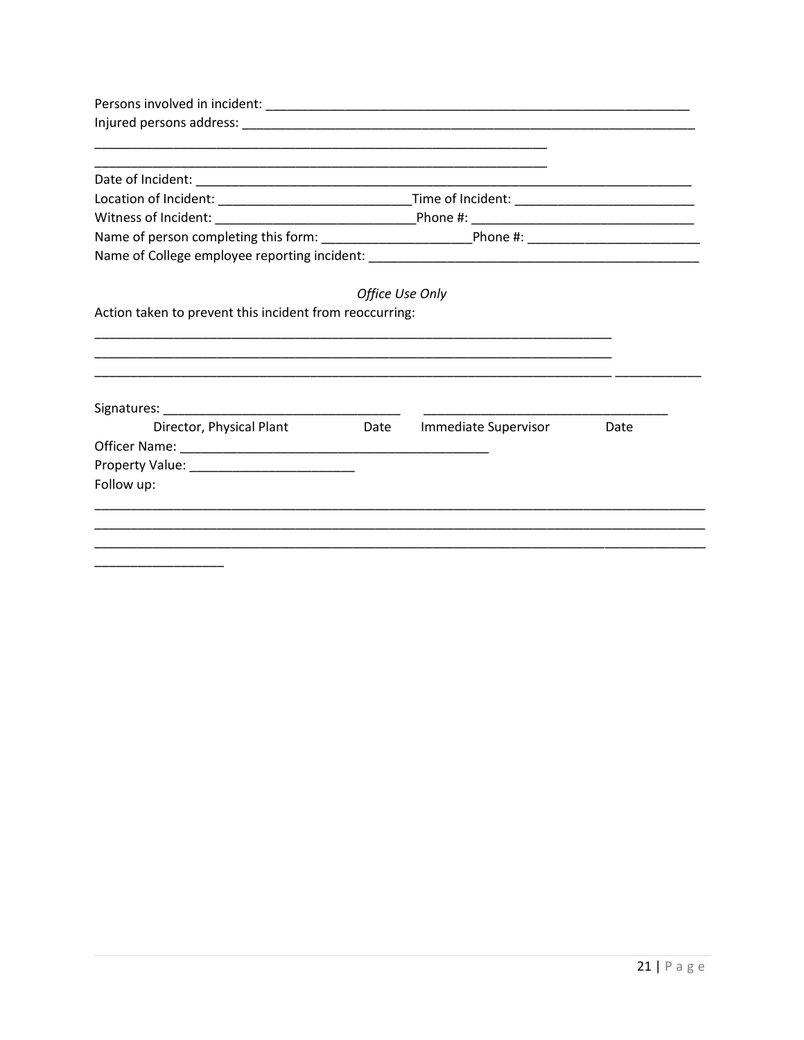Persons involved in incident: ____________________________________________________________

Injured persons address: _________________________________________________________________

_________________________________________________________________

_________________________________________________________________

Date of Incident: ________________________________________________________________________

Location of Incident: ___________________________Time of Incident: _________________________

Witness of Incident: ____________________________Phone #: _______________________________

Name of person completing this form: ____________________Phone #: ________________________

Name of College employee reporting incident: ______________________________________________

*Office Use Only*

Action taken to prevent this incident from reoccurring:

__________________________________________________________________________

__________________________________________________________________________

__________________________________________________________________________ ____________

Signatures: _________________________________ _________________________________

Director, Physical Plant Date Immediate Supervisor Date

Officer Name: __________________________________________

Property Value: _______________________

Follow up:

_______________________________________________________________________________________

_______________________________________________________________________________________

_______________________________________________________________________________________

__________________